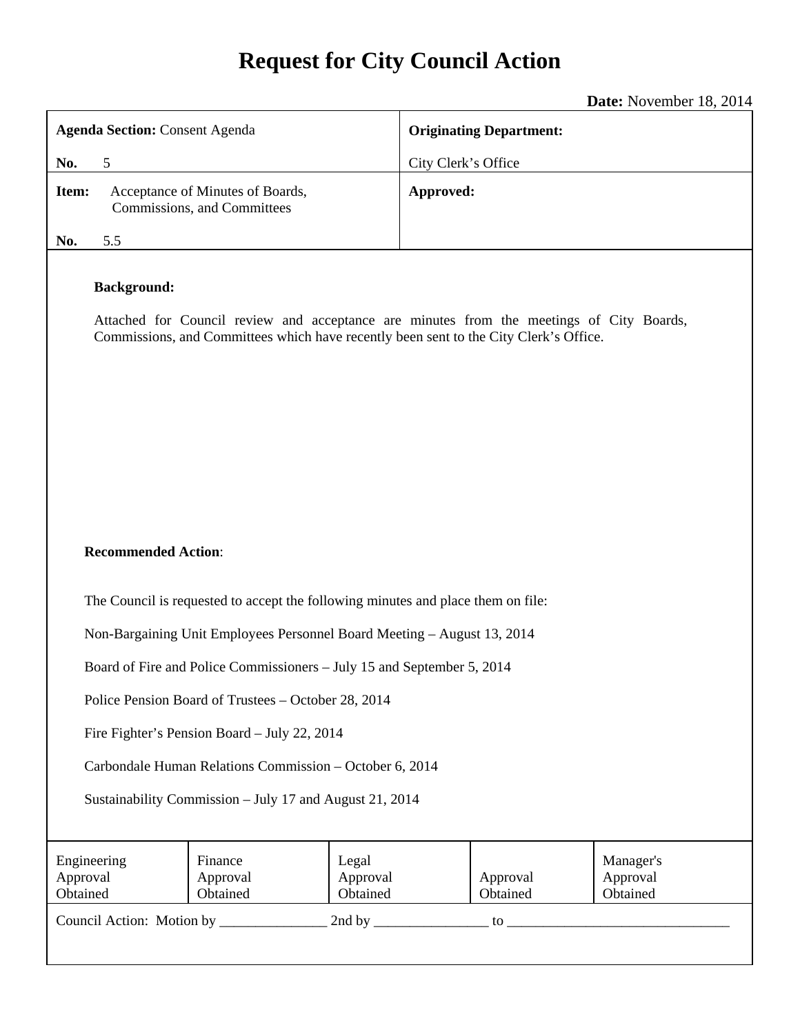# Request for City Council Action

**Date:** November 18, 2014

| | |
|---|---|
| **Agenda Section:** Consent Agenda<br><br>**No.** 5 | **Originating Department:**<br><br>City Clerk's Office |
| **Item:** Acceptance of Minutes of Boards, Commissions, and Committees<br><br>**No.** 5.5 | **Approved:** |

**Background:**

Attached for Council review and acceptance are minutes from the meetings of City Boards, Commissions, and Committees which have recently been sent to the City Clerk's Office.

**Recommended Action**:

The Council is requested to accept the following minutes and place them on file:

Non-Bargaining Unit Employees Personnel Board Meeting – August 13, 2014

Board of Fire and Police Commissioners – July 15 and September 5, 2014

Police Pension Board of Trustees – October 28, 2014

Fire Fighter's Pension Board – July 22, 2014

Carbondale Human Relations Commission – October 6, 2014

Sustainability Commission – July 17 and August 21, 2014

| | | | | |
|---|---|---|---|---|
| Engineering Approval Obtained | Finance Approval Obtained | Legal Approval Obtained | Approval Obtained | Manager's Approval Obtained |

Council Action: Motion by _______________ 2nd by ________________ to ________________________________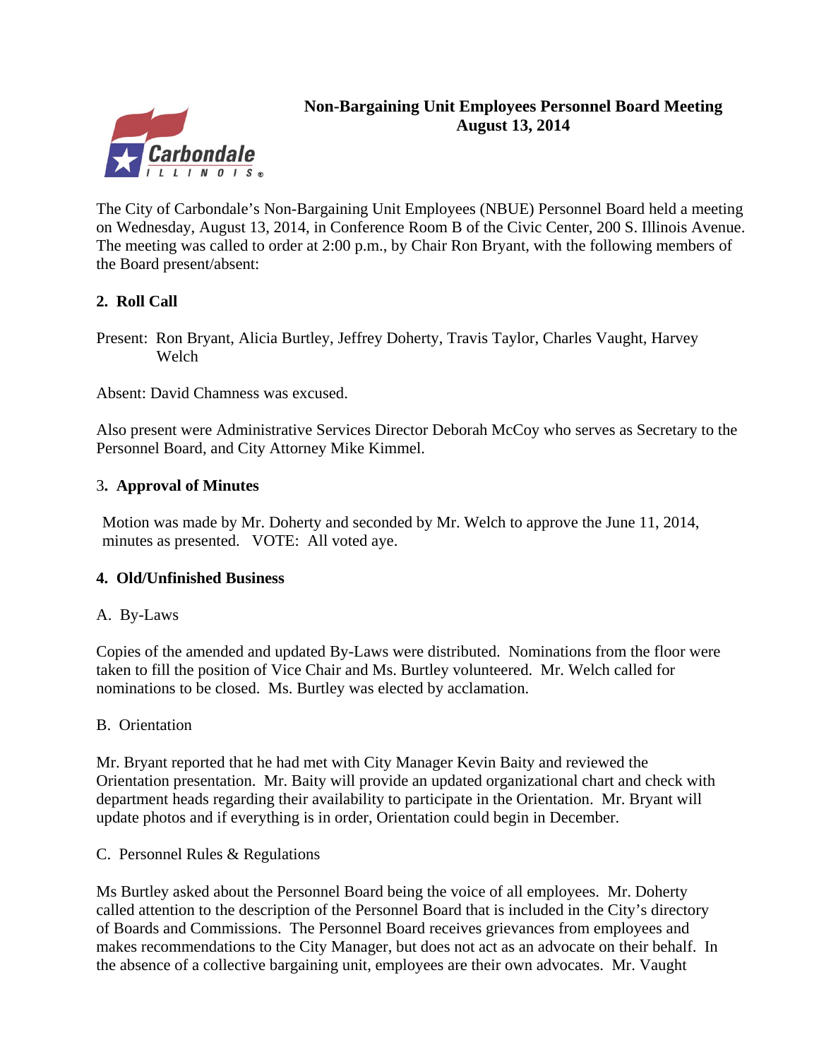**Non-Bargaining Unit Employees Personnel Board Meeting**
**August 13, 2014**

The City of Carbondale's Non-Bargaining Unit Employees (NBUE) Personnel Board held a meeting on Wednesday, August 13, 2014, in Conference Room B of the Civic Center, 200 S. Illinois Avenue. The meeting was called to order at 2:00 p.m., by Chair Ron Bryant, with the following members of the Board present/absent:

**2. Roll Call**

Present: Ron Bryant, Alicia Burtley, Jeffrey Doherty, Travis Taylor, Charles Vaught, Harvey Welch

Absent: David Chamness was excused.

Also present were Administrative Services Director Deborah McCoy who serves as Secretary to the Personnel Board, and City Attorney Mike Kimmel.

3**. Approval of Minutes**

Motion was made by Mr. Doherty and seconded by Mr. Welch to approve the June 11, 2014, minutes as presented. VOTE: All voted aye.

**4. Old/Unfinished Business**

A. By-Laws

Copies of the amended and updated By-Laws were distributed. Nominations from the floor were taken to fill the position of Vice Chair and Ms. Burtley volunteered. Mr. Welch called for nominations to be closed. Ms. Burtley was elected by acclamation.

B. Orientation

Mr. Bryant reported that he had met with City Manager Kevin Baity and reviewed the Orientation presentation. Mr. Baity will provide an updated organizational chart and check with department heads regarding their availability to participate in the Orientation. Mr. Bryant will update photos and if everything is in order, Orientation could begin in December.

C. Personnel Rules & Regulations

Ms Burtley asked about the Personnel Board being the voice of all employees. Mr. Doherty called attention to the description of the Personnel Board that is included in the City's directory of Boards and Commissions. The Personnel Board receives grievances from employees and makes recommendations to the City Manager, but does not act as an advocate on their behalf. In the absence of a collective bargaining unit, employees are their own advocates. Mr. Vaught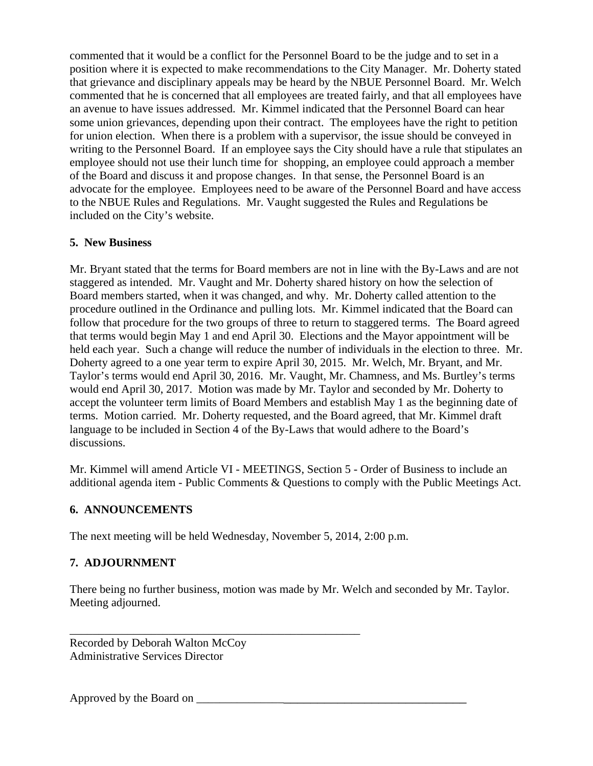commented that it would be a conflict for the Personnel Board to be the judge and to set in a position where it is expected to make recommendations to the City Manager. Mr. Doherty stated that grievance and disciplinary appeals may be heard by the NBUE Personnel Board. Mr. Welch commented that he is concerned that all employees are treated fairly, and that all employees have an avenue to have issues addressed. Mr. Kimmel indicated that the Personnel Board can hear some union grievances, depending upon their contract. The employees have the right to petition for union election. When there is a problem with a supervisor, the issue should be conveyed in writing to the Personnel Board. If an employee says the City should have a rule that stipulates an employee should not use their lunch time for shopping, an employee could approach a member of the Board and discuss it and propose changes. In that sense, the Personnel Board is an advocate for the employee. Employees need to be aware of the Personnel Board and have access to the NBUE Rules and Regulations. Mr. Vaught suggested the Rules and Regulations be included on the City's website.

**5. New Business**

Mr. Bryant stated that the terms for Board members are not in line with the By-Laws and are not staggered as intended. Mr. Vaught and Mr. Doherty shared history on how the selection of Board members started, when it was changed, and why. Mr. Doherty called attention to the procedure outlined in the Ordinance and pulling lots. Mr. Kimmel indicated that the Board can follow that procedure for the two groups of three to return to staggered terms. The Board agreed that terms would begin May 1 and end April 30. Elections and the Mayor appointment will be held each year. Such a change will reduce the number of individuals in the election to three. Mr. Doherty agreed to a one year term to expire April 30, 2015. Mr. Welch, Mr. Bryant, and Mr. Taylor's terms would end April 30, 2016. Mr. Vaught, Mr. Chamness, and Ms. Burtley's terms would end April 30, 2017. Motion was made by Mr. Taylor and seconded by Mr. Doherty to accept the volunteer term limits of Board Members and establish May 1 as the beginning date of terms. Motion carried. Mr. Doherty requested, and the Board agreed, that Mr. Kimmel draft language to be included in Section 4 of the By-Laws that would adhere to the Board's discussions.

Mr. Kimmel will amend Article VI - MEETINGS, Section 5 - Order of Business to include an additional agenda item - Public Comments & Questions to comply with the Public Meetings Act.

**6. ANNOUNCEMENTS**

The next meeting will be held Wednesday, November 5, 2014, 2:00 p.m.

**7. ADJOURNMENT**

There being no further business, motion was made by Mr. Welch and seconded by Mr. Taylor. Meeting adjourned.

\_\_\_\_\_\_\_\_\_\_\_\_\_\_\_\_\_\_\_\_\_\_\_\_\_\_\_\_\_\_\_\_\_\_\_\_\_\_\_\_\_\_\_\_\_\_\_\_\_\_

Recorded by Deborah Walton McCoy
Administrative Services Director

Approved by the Board on \_\_\_\_\_\_\_\_\_\_\_\_\_\_\_\_\_\_\_\_\_\_\_\_\_\_\_\_\_\_\_\_\_\_\_\_\_\_\_\_\_\_\_\_\_\_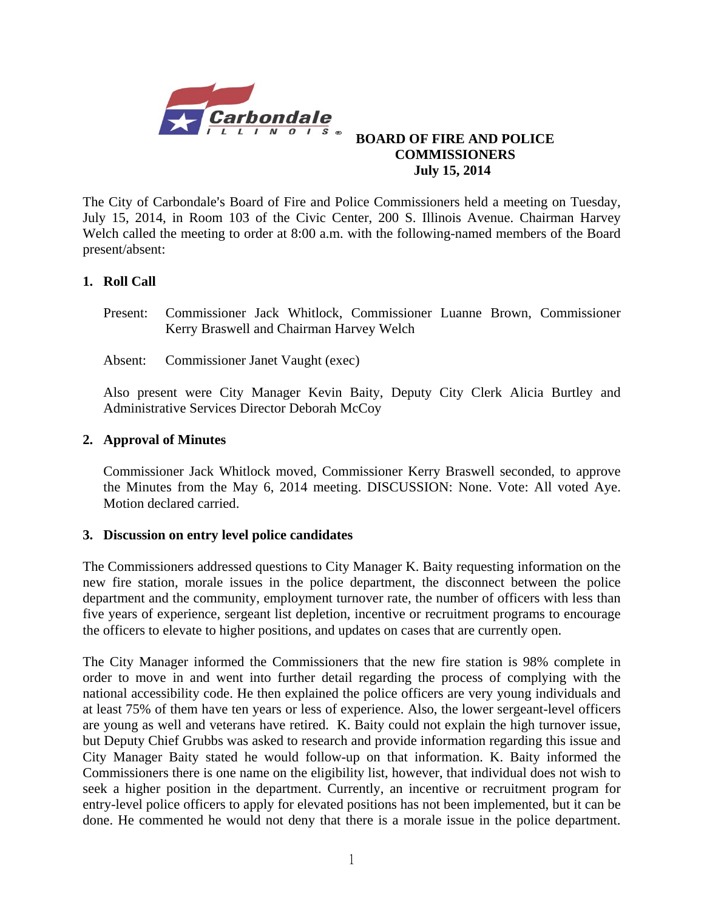**BOARD OF FIRE AND POLICE COMMISSIONERS**
**July 15, 2014**

The City of Carbondale's Board of Fire and Police Commissioners held a meeting on Tuesday, July 15, 2014, in Room 103 of the Civic Center, 200 S. Illinois Avenue. Chairman Harvey Welch called the meeting to order at 8:00 a.m. with the following-named members of the Board present/absent:

## 1. Roll Call

Present: Commissioner Jack Whitlock, Commissioner Luanne Brown, Commissioner Kerry Braswell and Chairman Harvey Welch

Absent: Commissioner Janet Vaught (exec)

Also present were City Manager Kevin Baity, Deputy City Clerk Alicia Burtley and Administrative Services Director Deborah McCoy

## 2. Approval of Minutes

Commissioner Jack Whitlock moved, Commissioner Kerry Braswell seconded, to approve the Minutes from the May 6, 2014 meeting. DISCUSSION: None. Vote: All voted Aye. Motion declared carried.

## 3. Discussion on entry level police candidates

The Commissioners addressed questions to City Manager K. Baity requesting information on the new fire station, morale issues in the police department, the disconnect between the police department and the community, employment turnover rate, the number of officers with less than five years of experience, sergeant list depletion, incentive or recruitment programs to encourage the officers to elevate to higher positions, and updates on cases that are currently open.

The City Manager informed the Commissioners that the new fire station is 98% complete in order to move in and went into further detail regarding the process of complying with the national accessibility code. He then explained the police officers are very young individuals and at least 75% of them have ten years or less of experience. Also, the lower sergeant-level officers are young as well and veterans have retired. K. Baity could not explain the high turnover issue, but Deputy Chief Grubbs was asked to research and provide information regarding this issue and City Manager Baity stated he would follow-up on that information. K. Baity informed the Commissioners there is one name on the eligibility list, however, that individual does not wish to seek a higher position in the department. Currently, an incentive or recruitment program for entry-level police officers to apply for elevated positions has not been implemented, but it can be done. He commented he would not deny that there is a morale issue in the police department.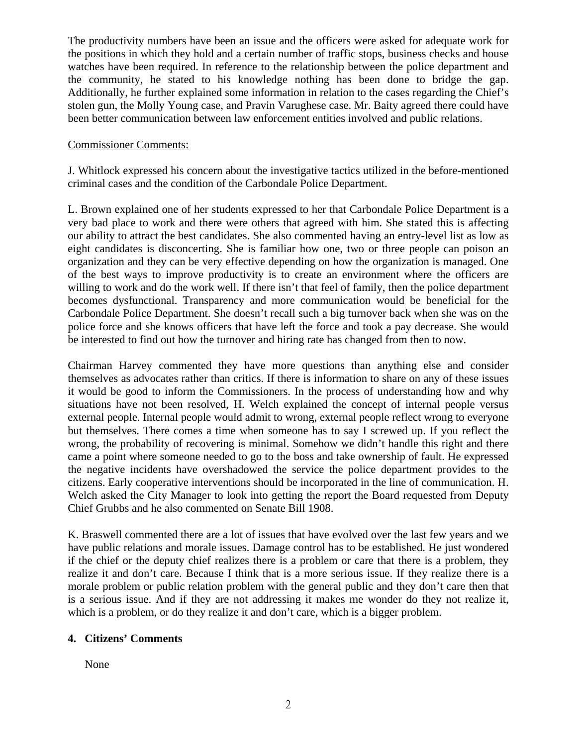The productivity numbers have been an issue and the officers were asked for adequate work for the positions in which they hold and a certain number of traffic stops, business checks and house watches have been required. In reference to the relationship between the police department and the community, he stated to his knowledge nothing has been done to bridge the gap. Additionally, he further explained some information in relation to the cases regarding the Chief's stolen gun, the Molly Young case, and Pravin Varughese case. Mr. Baity agreed there could have been better communication between law enforcement entities involved and public relations.

Commissioner Comments:

J. Whitlock expressed his concern about the investigative tactics utilized in the before-mentioned criminal cases and the condition of the Carbondale Police Department.

L. Brown explained one of her students expressed to her that Carbondale Police Department is a very bad place to work and there were others that agreed with him. She stated this is affecting our ability to attract the best candidates. She also commented having an entry-level list as low as eight candidates is disconcerting. She is familiar how one, two or three people can poison an organization and they can be very effective depending on how the organization is managed. One of the best ways to improve productivity is to create an environment where the officers are willing to work and do the work well. If there isn't that feel of family, then the police department becomes dysfunctional. Transparency and more communication would be beneficial for the Carbondale Police Department. She doesn't recall such a big turnover back when she was on the police force and she knows officers that have left the force and took a pay decrease. She would be interested to find out how the turnover and hiring rate has changed from then to now.

Chairman Harvey commented they have more questions than anything else and consider themselves as advocates rather than critics. If there is information to share on any of these issues it would be good to inform the Commissioners. In the process of understanding how and why situations have not been resolved, H. Welch explained the concept of internal people versus external people. Internal people would admit to wrong, external people reflect wrong to everyone but themselves. There comes a time when someone has to say I screwed up. If you reflect the wrong, the probability of recovering is minimal. Somehow we didn't handle this right and there came a point where someone needed to go to the boss and take ownership of fault. He expressed the negative incidents have overshadowed the service the police department provides to the citizens. Early cooperative interventions should be incorporated in the line of communication. H. Welch asked the City Manager to look into getting the report the Board requested from Deputy Chief Grubbs and he also commented on Senate Bill 1908.

K. Braswell commented there are a lot of issues that have evolved over the last few years and we have public relations and morale issues. Damage control has to be established. He just wondered if the chief or the deputy chief realizes there is a problem or care that there is a problem, they realize it and don't care. Because I think that is a more serious issue. If they realize there is a morale problem or public relation problem with the general public and they don't care then that is a serious issue. And if they are not addressing it makes me wonder do they not realize it, which is a problem, or do they realize it and don't care, which is a bigger problem.

**4. Citizens' Comments**

None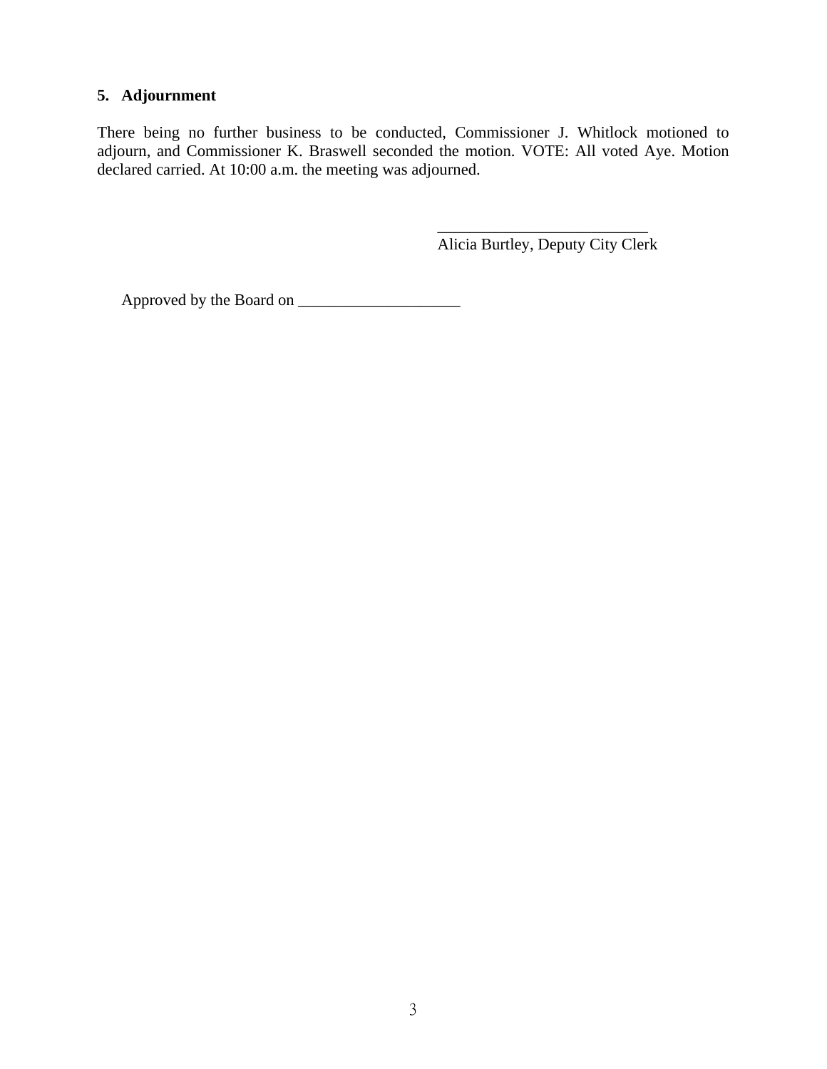## 5. Adjournment

There being no further business to be conducted, Commissioner J. Whitlock motioned to adjourn, and Commissioner K. Braswell seconded the motion. VOTE: All voted Aye. Motion declared carried. At 10:00 a.m. the meeting was adjourned.

___________________________
Alicia Burtley, Deputy City Clerk

Approved by the Board on ____________________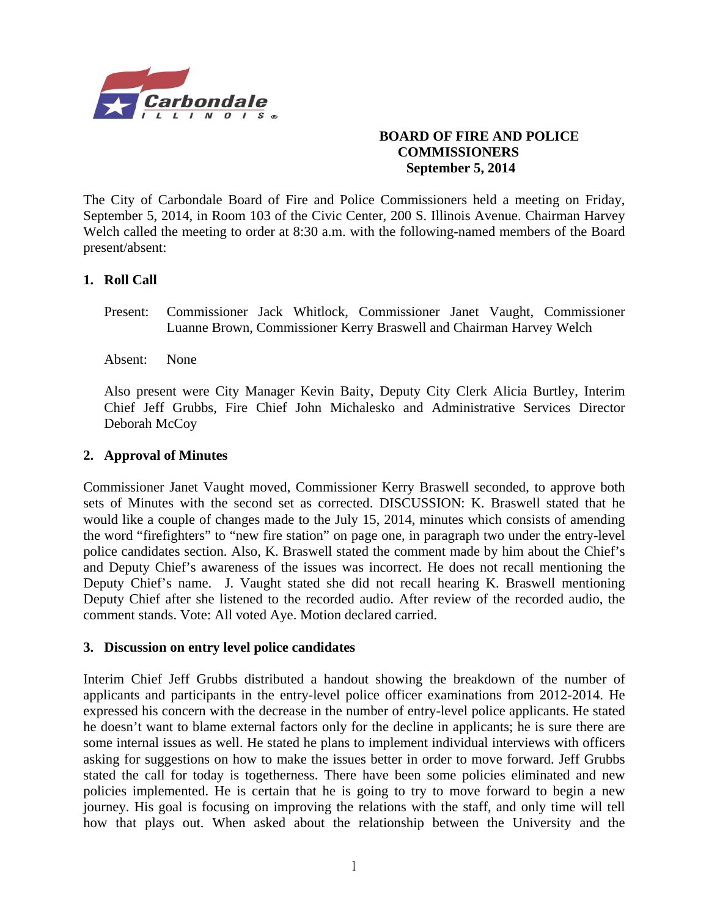**BOARD OF FIRE AND POLICE COMMISSIONERS**
**September 5, 2014**

The City of Carbondale Board of Fire and Police Commissioners held a meeting on Friday, September 5, 2014, in Room 103 of the Civic Center, 200 S. Illinois Avenue. Chairman Harvey Welch called the meeting to order at 8:30 a.m. with the following-named members of the Board present/absent:

## 1. Roll Call

Present: Commissioner Jack Whitlock, Commissioner Janet Vaught, Commissioner Luanne Brown, Commissioner Kerry Braswell and Chairman Harvey Welch

Absent: None

Also present were City Manager Kevin Baity, Deputy City Clerk Alicia Burtley, Interim Chief Jeff Grubbs, Fire Chief John Michalesko and Administrative Services Director Deborah McCoy

## 2. Approval of Minutes

Commissioner Janet Vaught moved, Commissioner Kerry Braswell seconded, to approve both sets of Minutes with the second set as corrected. DISCUSSION: K. Braswell stated that he would like a couple of changes made to the July 15, 2014, minutes which consists of amending the word "firefighters" to "new fire station" on page one, in paragraph two under the entry-level police candidates section. Also, K. Braswell stated the comment made by him about the Chief's and Deputy Chief's awareness of the issues was incorrect. He does not recall mentioning the Deputy Chief's name. J. Vaught stated she did not recall hearing K. Braswell mentioning Deputy Chief after she listened to the recorded audio. After review of the recorded audio, the comment stands. Vote: All voted Aye. Motion declared carried.

## 3. Discussion on entry level police candidates

Interim Chief Jeff Grubbs distributed a handout showing the breakdown of the number of applicants and participants in the entry-level police officer examinations from 2012-2014. He expressed his concern with the decrease in the number of entry-level police applicants. He stated he doesn't want to blame external factors only for the decline in applicants; he is sure there are some internal issues as well. He stated he plans to implement individual interviews with officers asking for suggestions on how to make the issues better in order to move forward. Jeff Grubbs stated the call for today is togetherness. There have been some policies eliminated and new policies implemented. He is certain that he is going to try to move forward to begin a new journey. His goal is focusing on improving the relations with the staff, and only time will tell how that plays out. When asked about the relationship between the University and the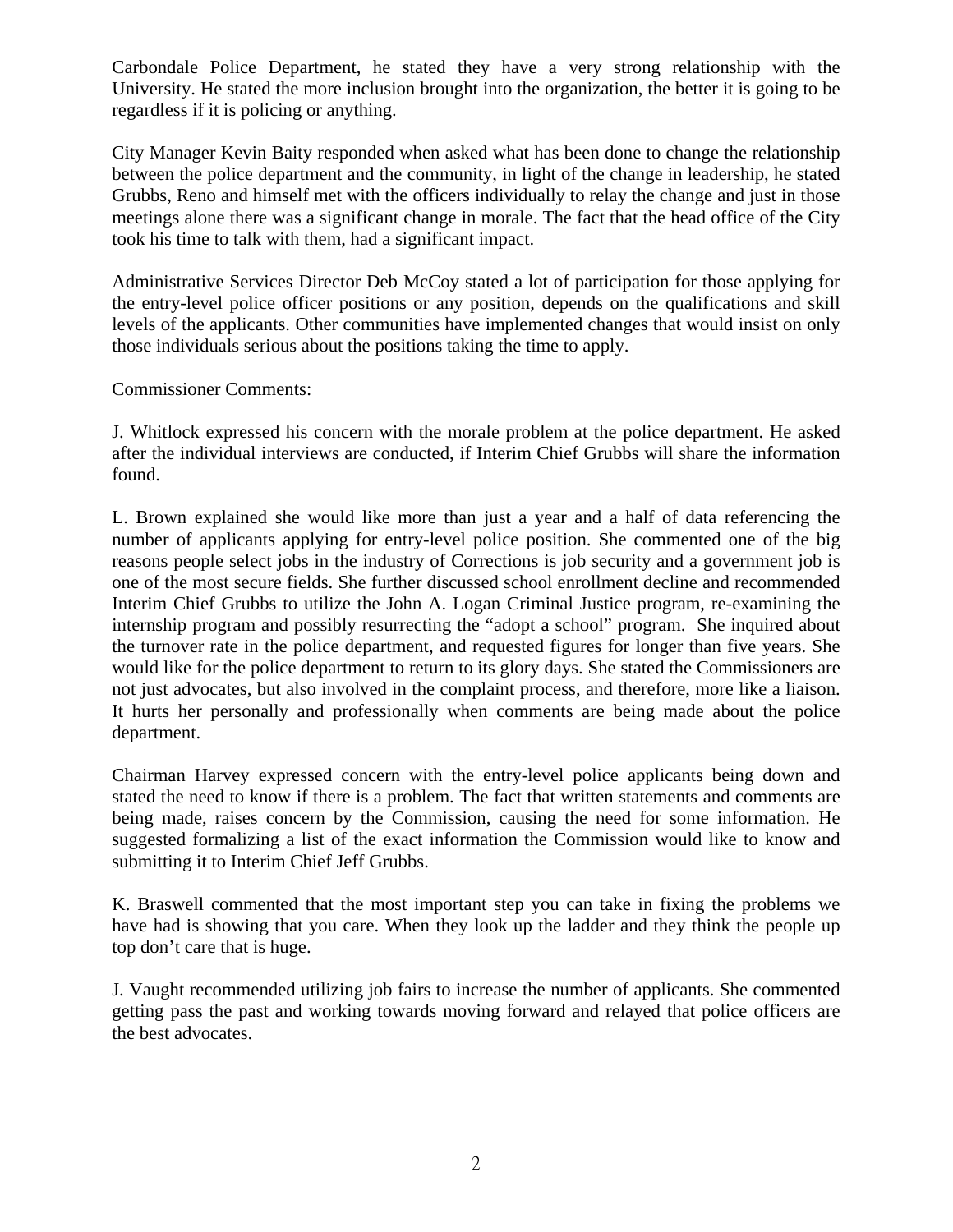Carbondale Police Department, he stated they have a very strong relationship with the University. He stated the more inclusion brought into the organization, the better it is going to be regardless if it is policing or anything.

City Manager Kevin Baity responded when asked what has been done to change the relationship between the police department and the community, in light of the change in leadership, he stated Grubbs, Reno and himself met with the officers individually to relay the change and just in those meetings alone there was a significant change in morale. The fact that the head office of the City took his time to talk with them, had a significant impact.

Administrative Services Director Deb McCoy stated a lot of participation for those applying for the entry-level police officer positions or any position, depends on the qualifications and skill levels of the applicants. Other communities have implemented changes that would insist on only those individuals serious about the positions taking the time to apply.

Commissioner Comments:

J. Whitlock expressed his concern with the morale problem at the police department. He asked after the individual interviews are conducted, if Interim Chief Grubbs will share the information found.

L. Brown explained she would like more than just a year and a half of data referencing the number of applicants applying for entry-level police position. She commented one of the big reasons people select jobs in the industry of Corrections is job security and a government job is one of the most secure fields. She further discussed school enrollment decline and recommended Interim Chief Grubbs to utilize the John A. Logan Criminal Justice program, re-examining the internship program and possibly resurrecting the "adopt a school" program. She inquired about the turnover rate in the police department, and requested figures for longer than five years. She would like for the police department to return to its glory days. She stated the Commissioners are not just advocates, but also involved in the complaint process, and therefore, more like a liaison. It hurts her personally and professionally when comments are being made about the police department.

Chairman Harvey expressed concern with the entry-level police applicants being down and stated the need to know if there is a problem. The fact that written statements and comments are being made, raises concern by the Commission, causing the need for some information. He suggested formalizing a list of the exact information the Commission would like to know and submitting it to Interim Chief Jeff Grubbs.

K. Braswell commented that the most important step you can take in fixing the problems we have had is showing that you care. When they look up the ladder and they think the people up top don't care that is huge.

J. Vaught recommended utilizing job fairs to increase the number of applicants. She commented getting pass the past and working towards moving forward and relayed that police officers are the best advocates.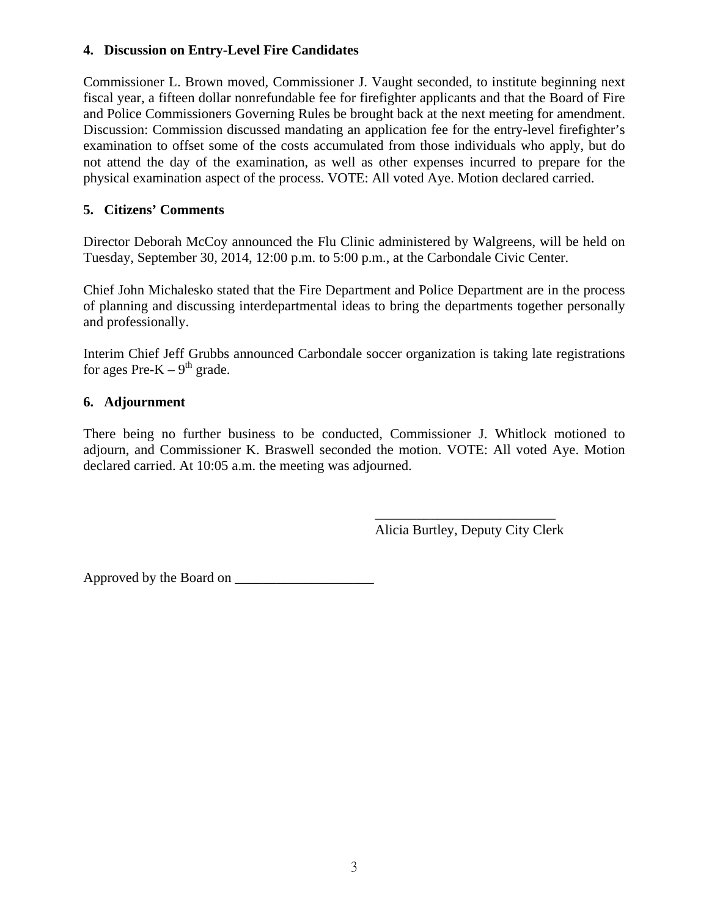**4. Discussion on Entry-Level Fire Candidates**

Commissioner L. Brown moved, Commissioner J. Vaught seconded, to institute beginning next fiscal year, a fifteen dollar nonrefundable fee for firefighter applicants and that the Board of Fire and Police Commissioners Governing Rules be brought back at the next meeting for amendment. Discussion: Commission discussed mandating an application fee for the entry-level firefighter's examination to offset some of the costs accumulated from those individuals who apply, but do not attend the day of the examination, as well as other expenses incurred to prepare for the physical examination aspect of the process. VOTE: All voted Aye. Motion declared carried.

**5. Citizens' Comments**

Director Deborah McCoy announced the Flu Clinic administered by Walgreens, will be held on Tuesday, September 30, 2014, 12:00 p.m. to 5:00 p.m., at the Carbondale Civic Center.

Chief John Michalesko stated that the Fire Department and Police Department are in the process of planning and discussing interdepartmental ideas to bring the departments together personally and professionally.

Interim Chief Jeff Grubbs announced Carbondale soccer organization is taking late registrations for ages Pre-K – 9th grade.

**6. Adjournment**

There being no further business to be conducted, Commissioner J. Whitlock motioned to adjourn, and Commissioner K. Braswell seconded the motion. VOTE: All voted Aye. Motion declared carried. At 10:05 a.m. the meeting was adjourned.

\_\_\_\_\_\_\_\_\_\_\_\_\_\_\_\_\_\_\_\_\_\_\_\_\_\_
Alicia Burtley, Deputy City Clerk

Approved by the Board on \_\_\_\_\_\_\_\_\_\_\_\_\_\_\_\_\_\_\_\_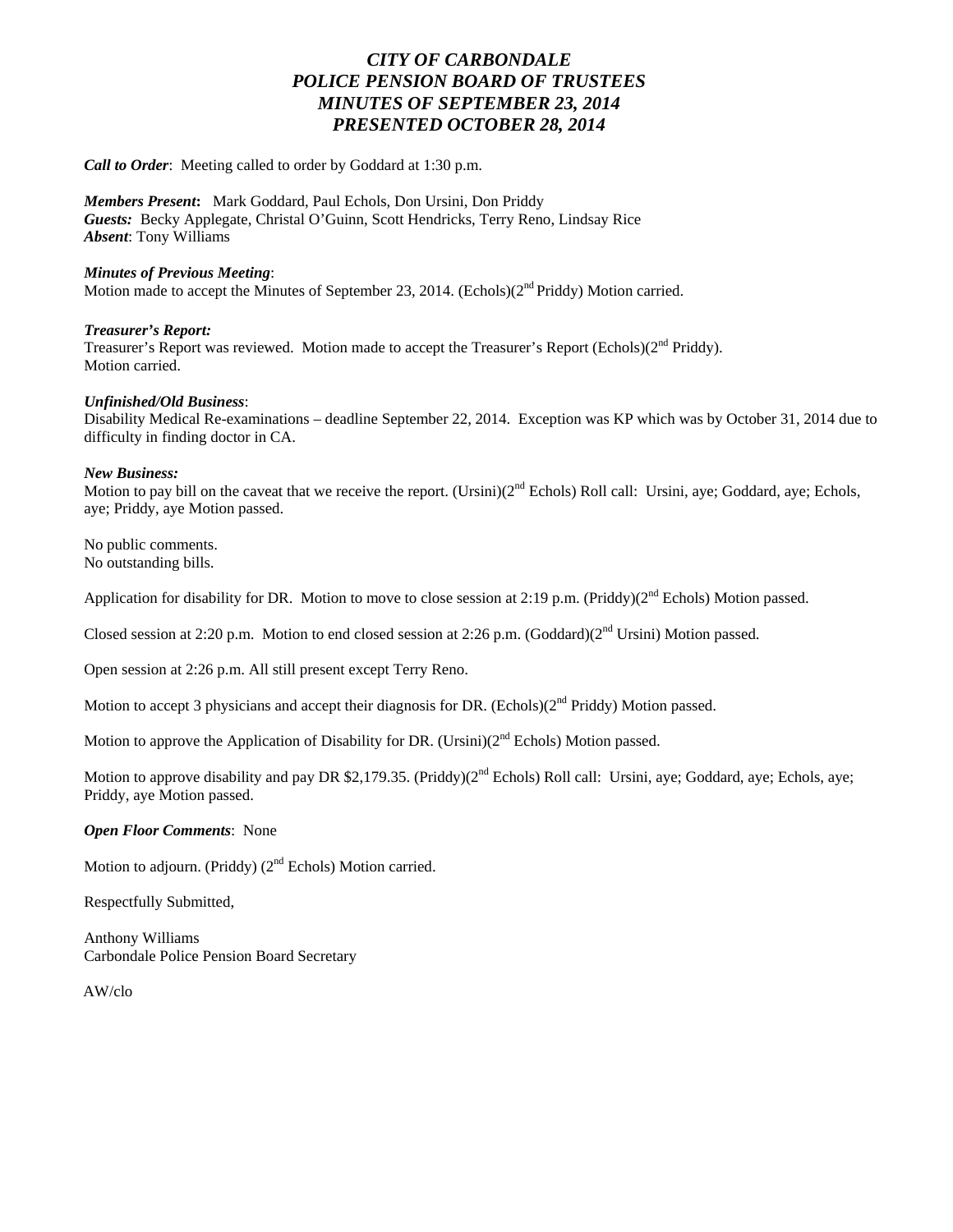# *CITY OF CARBONDALE*
# *POLICE PENSION BOARD OF TRUSTEES*
# *MINUTES OF SEPTEMBER 23, 2014*
# *PRESENTED OCTOBER 28, 2014*

***Call to Order***: Meeting called to order by Goddard at 1:30 p.m.

***Members Present*:** Mark Goddard, Paul Echols, Don Ursini, Don Priddy
***Guests:*** Becky Applegate, Christal O'Guinn, Scott Hendricks, Terry Reno, Lindsay Rice
***Absent***: Tony Williams

***Minutes of Previous Meeting***:
Motion made to accept the Minutes of September 23, 2014. (Echols)(2nd Priddy) Motion carried.

***Treasurer's Report:***
Treasurer's Report was reviewed. Motion made to accept the Treasurer's Report (Echols)(2nd Priddy). Motion carried.

***Unfinished/Old Business***:
Disability Medical Re-examinations – deadline September 22, 2014. Exception was KP which was by October 31, 2014 due to difficulty in finding doctor in CA.

***New Business:***
Motion to pay bill on the caveat that we receive the report. (Ursini)(2nd Echols) Roll call: Ursini, aye; Goddard, aye; Echols, aye; Priddy, aye Motion passed.

No public comments.
No outstanding bills.

Application for disability for DR. Motion to move to close session at 2:19 p.m. (Priddy)(2nd Echols) Motion passed.

Closed session at 2:20 p.m. Motion to end closed session at 2:26 p.m. (Goddard)(2nd Ursini) Motion passed.

Open session at 2:26 p.m. All still present except Terry Reno.

Motion to accept 3 physicians and accept their diagnosis for DR. (Echols)(2nd Priddy) Motion passed.

Motion to approve the Application of Disability for DR. (Ursini)(2nd Echols) Motion passed.

Motion to approve disability and pay DR $2,179.35. (Priddy)(2nd Echols) Roll call: Ursini, aye; Goddard, aye; Echols, aye; Priddy, aye Motion passed.

***Open Floor Comments***: None

Motion to adjourn. (Priddy) (2nd Echols) Motion carried.

Respectfully Submitted,

Anthony Williams
Carbondale Police Pension Board Secretary

AW/clo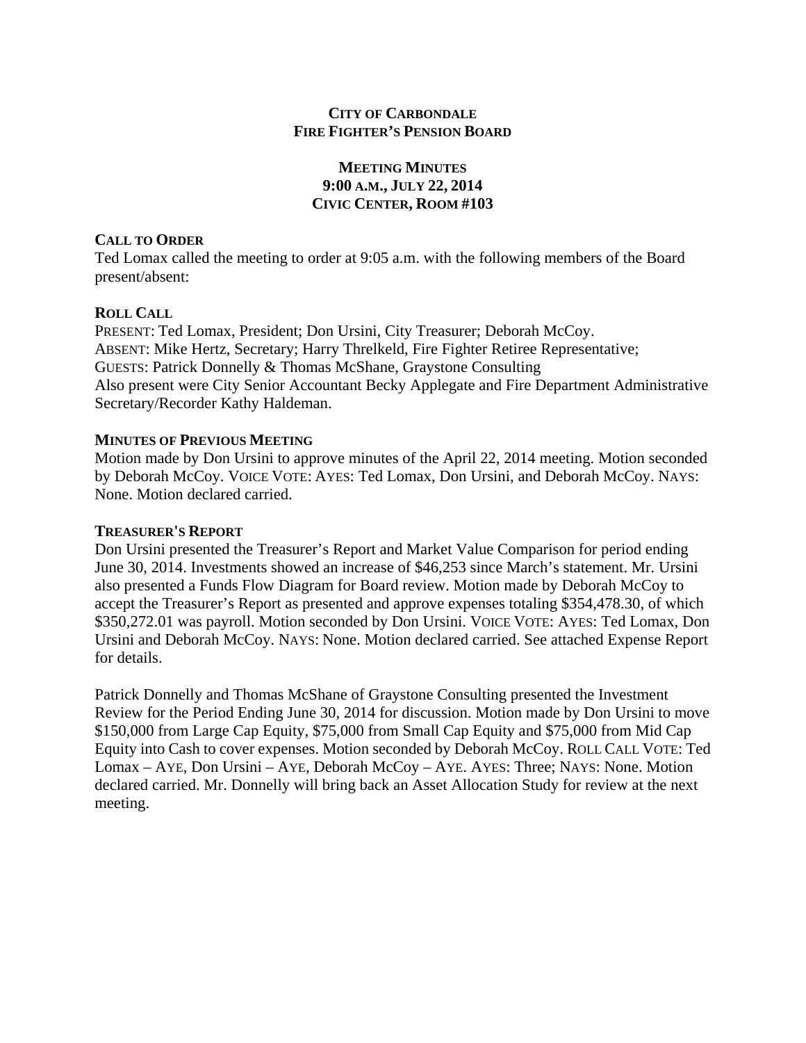**CITY OF CARBONDALE**
**FIRE FIGHTER'S PENSION BOARD**

**MEETING MINUTES**
**9:00 A.M., JULY 22, 2014**
**CIVIC CENTER, ROOM #103**

**CALL TO ORDER**

Ted Lomax called the meeting to order at 9:05 a.m. with the following members of the Board present/absent:

**ROLL CALL**

PRESENT: Ted Lomax, President; Don Ursini, City Treasurer; Deborah McCoy.
ABSENT: Mike Hertz, Secretary; Harry Threlkeld, Fire Fighter Retiree Representative;
GUESTS: Patrick Donnelly & Thomas McShane, Graystone Consulting
Also present were City Senior Accountant Becky Applegate and Fire Department Administrative Secretary/Recorder Kathy Haldeman.

**MINUTES OF PREVIOUS MEETING**

Motion made by Don Ursini to approve minutes of the April 22, 2014 meeting. Motion seconded by Deborah McCoy. VOICE VOTE: AYES: Ted Lomax, Don Ursini, and Deborah McCoy. NAYS: None. Motion declared carried.

**TREASURER'S REPORT**

Don Ursini presented the Treasurer's Report and Market Value Comparison for period ending June 30, 2014. Investments showed an increase of $46,253 since March's statement. Mr. Ursini also presented a Funds Flow Diagram for Board review. Motion made by Deborah McCoy to accept the Treasurer's Report as presented and approve expenses totaling $354,478.30, of which $350,272.01 was payroll. Motion seconded by Don Ursini. VOICE VOTE: AYES: Ted Lomax, Don Ursini and Deborah McCoy. NAYS: None. Motion declared carried. See attached Expense Report for details.

Patrick Donnelly and Thomas McShane of Graystone Consulting presented the Investment Review for the Period Ending June 30, 2014 for discussion. Motion made by Don Ursini to move $150,000 from Large Cap Equity, $75,000 from Small Cap Equity and $75,000 from Mid Cap Equity into Cash to cover expenses. Motion seconded by Deborah McCoy. ROLL CALL VOTE: Ted Lomax – AYE, Don Ursini – AYE, Deborah McCoy – AYE. AYES: Three; NAYS: None. Motion declared carried. Mr. Donnelly will bring back an Asset Allocation Study for review at the next meeting.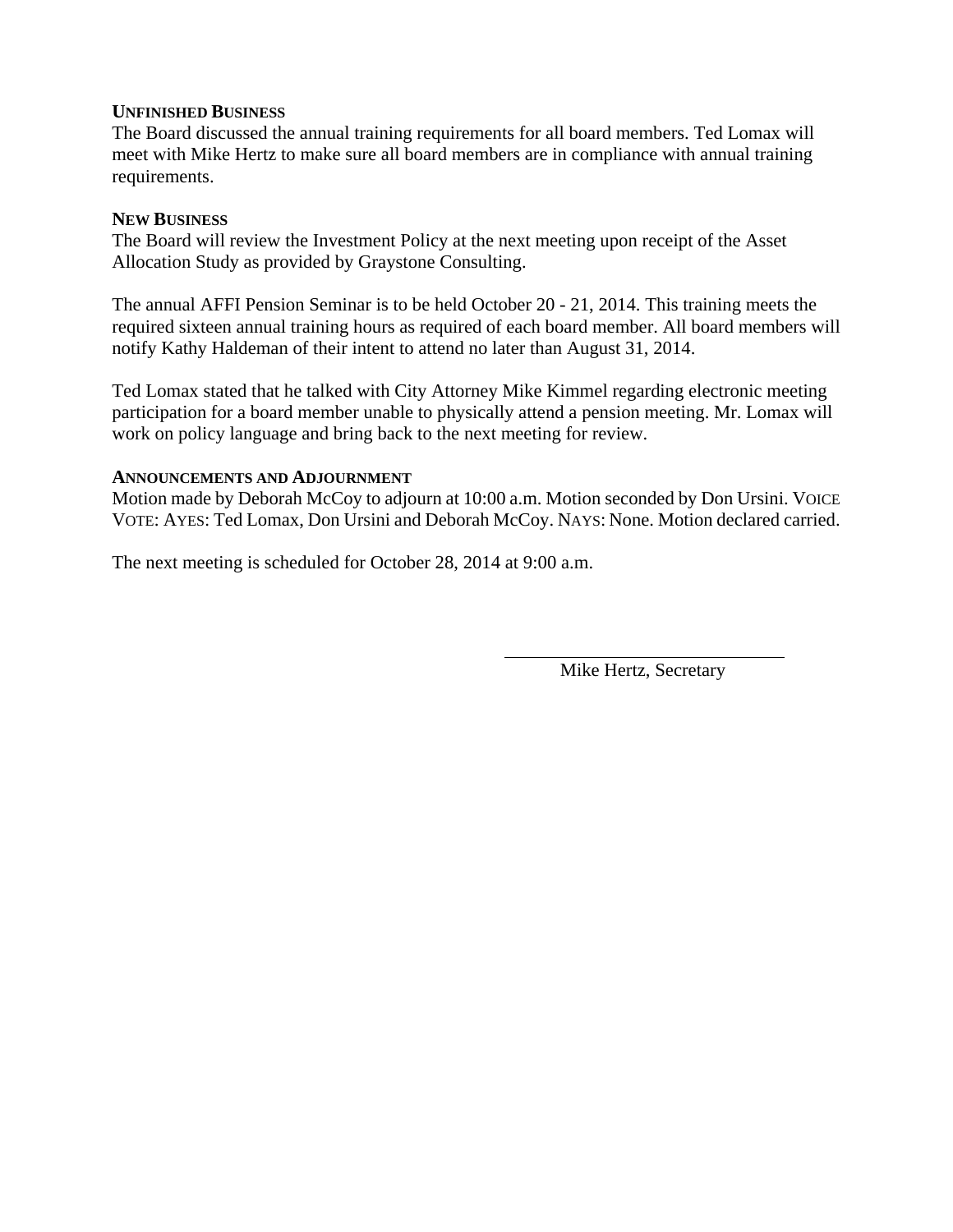**UNFINISHED BUSINESS**

The Board discussed the annual training requirements for all board members. Ted Lomax will meet with Mike Hertz to make sure all board members are in compliance with annual training requirements.

**NEW BUSINESS**

The Board will review the Investment Policy at the next meeting upon receipt of the Asset Allocation Study as provided by Graystone Consulting.

The annual AFFI Pension Seminar is to be held October 20 - 21, 2014. This training meets the required sixteen annual training hours as required of each board member. All board members will notify Kathy Haldeman of their intent to attend no later than August 31, 2014.

Ted Lomax stated that he talked with City Attorney Mike Kimmel regarding electronic meeting participation for a board member unable to physically attend a pension meeting. Mr. Lomax will work on policy language and bring back to the next meeting for review.

**ANNOUNCEMENTS AND ADJOURNMENT**

Motion made by Deborah McCoy to adjourn at 10:00 a.m. Motion seconded by Don Ursini. VOICE VOTE: AYES: Ted Lomax, Don Ursini and Deborah McCoy. NAYS: None. Motion declared carried.

The next meeting is scheduled for October 28, 2014 at 9:00 a.m.

\_\_\_\_\_\_\_\_\_\_\_\_\_\_\_\_\_\_\_\_\_\_\_\_\_\_\_\_\_\_

Mike Hertz, Secretary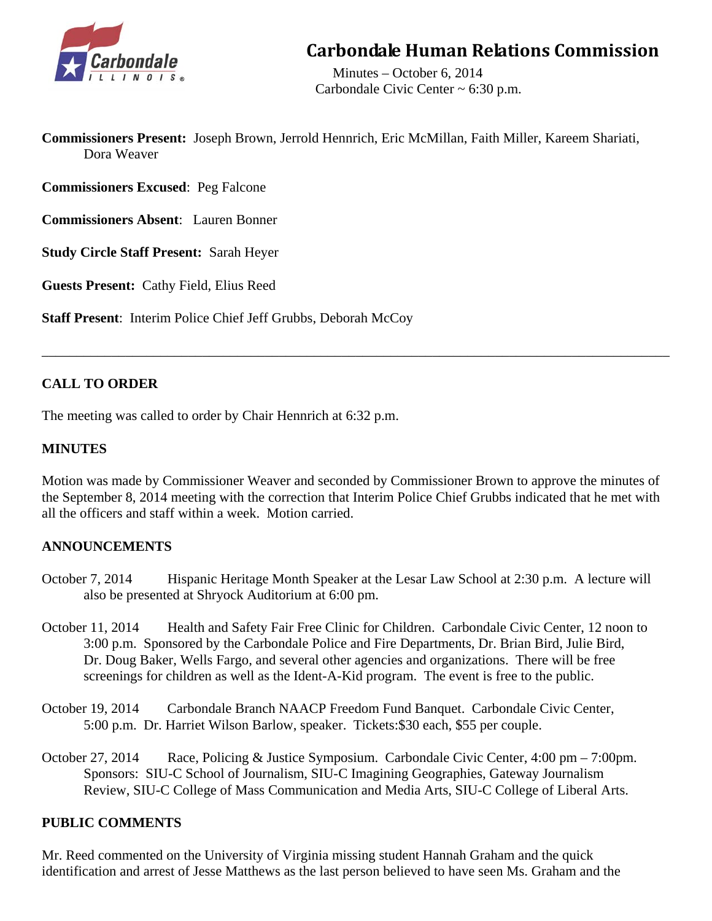# Carbondale Human Relations Commission

Minutes – October 6, 2014
Carbondale Civic Center ~ 6:30 p.m.

**Commissioners Present:** Joseph Brown, Jerrold Hennrich, Eric McMillan, Faith Miller, Kareem Shariati, Dora Weaver

**Commissioners Excused**: Peg Falcone

**Commissioners Absent**: Lauren Bonner

**Study Circle Staff Present:** Sarah Heyer

**Guests Present:** Cathy Field, Elius Reed

**Staff Present**: Interim Police Chief Jeff Grubbs, Deborah McCoy

---

## CALL TO ORDER

The meeting was called to order by Chair Hennrich at 6:32 p.m.

## MINUTES

Motion was made by Commissioner Weaver and seconded by Commissioner Brown to approve the minutes of the September 8, 2014 meeting with the correction that Interim Police Chief Grubbs indicated that he met with all the officers and staff within a week. Motion carried.

## ANNOUNCEMENTS

October 7, 2014 Hispanic Heritage Month Speaker at the Lesar Law School at 2:30 p.m. A lecture will also be presented at Shryock Auditorium at 6:00 pm.

October 11, 2014 Health and Safety Fair Free Clinic for Children. Carbondale Civic Center, 12 noon to 3:00 p.m. Sponsored by the Carbondale Police and Fire Departments, Dr. Brian Bird, Julie Bird, Dr. Doug Baker, Wells Fargo, and several other agencies and organizations. There will be free screenings for children as well as the Ident-A-Kid program. The event is free to the public.

October 19, 2014 Carbondale Branch NAACP Freedom Fund Banquet. Carbondale Civic Center, 5:00 p.m. Dr. Harriet Wilson Barlow, speaker. Tickets:$30 each, $55 per couple.

October 27, 2014 Race, Policing & Justice Symposium. Carbondale Civic Center, 4:00 pm – 7:00pm. Sponsors: SIU-C School of Journalism, SIU-C Imagining Geographies, Gateway Journalism Review, SIU-C College of Mass Communication and Media Arts, SIU-C College of Liberal Arts.

## PUBLIC COMMENTS

Mr. Reed commented on the University of Virginia missing student Hannah Graham and the quick identification and arrest of Jesse Matthews as the last person believed to have seen Ms. Graham and the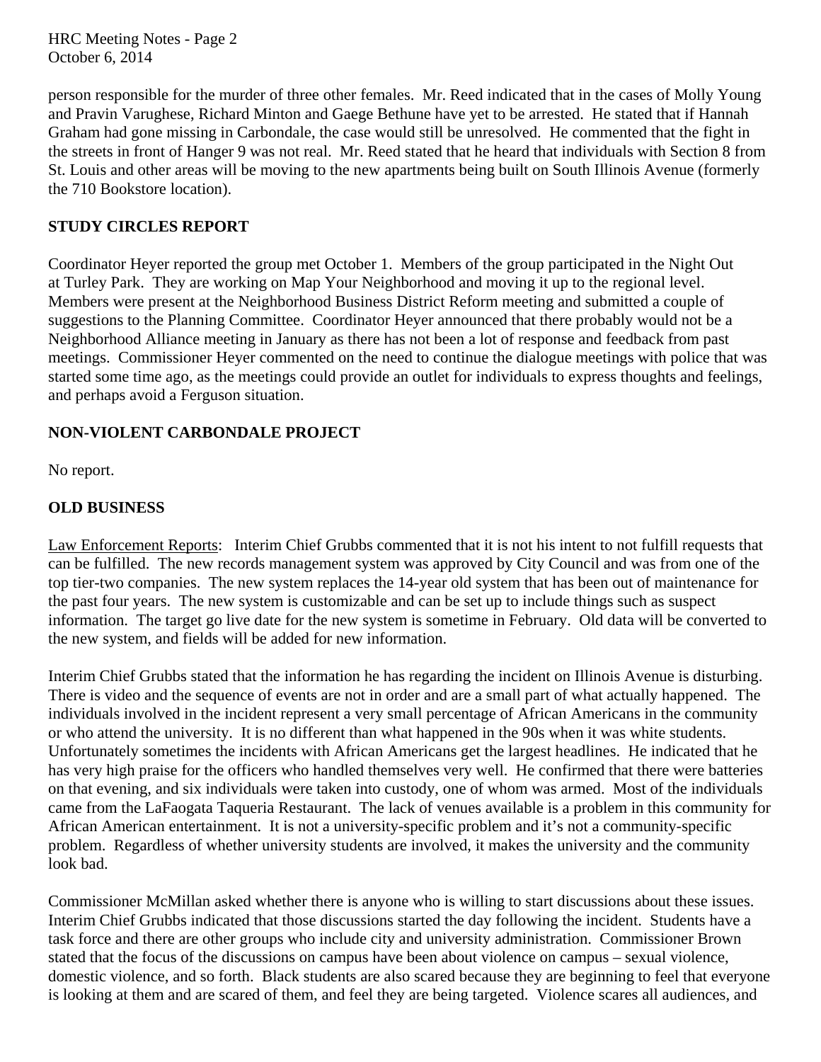person responsible for the murder of three other females. Mr. Reed indicated that in the cases of Molly Young and Pravin Varughese, Richard Minton and Gaege Bethune have yet to be arrested. He stated that if Hannah Graham had gone missing in Carbondale, the case would still be unresolved. He commented that the fight in the streets in front of Hanger 9 was not real. Mr. Reed stated that he heard that individuals with Section 8 from St. Louis and other areas will be moving to the new apartments being built on South Illinois Avenue (formerly the 710 Bookstore location).

## STUDY CIRCLES REPORT

Coordinator Heyer reported the group met October 1. Members of the group participated in the Night Out at Turley Park. They are working on Map Your Neighborhood and moving it up to the regional level. Members were present at the Neighborhood Business District Reform meeting and submitted a couple of suggestions to the Planning Committee. Coordinator Heyer announced that there probably would not be a Neighborhood Alliance meeting in January as there has not been a lot of response and feedback from past meetings. Commissioner Heyer commented on the need to continue the dialogue meetings with police that was started some time ago, as the meetings could provide an outlet for individuals to express thoughts and feelings, and perhaps avoid a Ferguson situation.

## NON-VIOLENT CARBONDALE PROJECT

No report.

## OLD BUSINESS

Law Enforcement Reports: Interim Chief Grubbs commented that it is not his intent to not fulfill requests that can be fulfilled. The new records management system was approved by City Council and was from one of the top tier-two companies. The new system replaces the 14-year old system that has been out of maintenance for the past four years. The new system is customizable and can be set up to include things such as suspect information. The target go live date for the new system is sometime in February. Old data will be converted to the new system, and fields will be added for new information.

Interim Chief Grubbs stated that the information he has regarding the incident on Illinois Avenue is disturbing. There is video and the sequence of events are not in order and are a small part of what actually happened. The individuals involved in the incident represent a very small percentage of African Americans in the community or who attend the university. It is no different than what happened in the 90s when it was white students. Unfortunately sometimes the incidents with African Americans get the largest headlines. He indicated that he has very high praise for the officers who handled themselves very well. He confirmed that there were batteries on that evening, and six individuals were taken into custody, one of whom was armed. Most of the individuals came from the LaFaogata Taqueria Restaurant. The lack of venues available is a problem in this community for African American entertainment. It is not a university-specific problem and it's not a community-specific problem. Regardless of whether university students are involved, it makes the university and the community look bad.

Commissioner McMillan asked whether there is anyone who is willing to start discussions about these issues. Interim Chief Grubbs indicated that those discussions started the day following the incident. Students have a task force and there are other groups who include city and university administration. Commissioner Brown stated that the focus of the discussions on campus have been about violence on campus – sexual violence, domestic violence, and so forth. Black students are also scared because they are beginning to feel that everyone is looking at them and are scared of them, and feel they are being targeted. Violence scares all audiences, and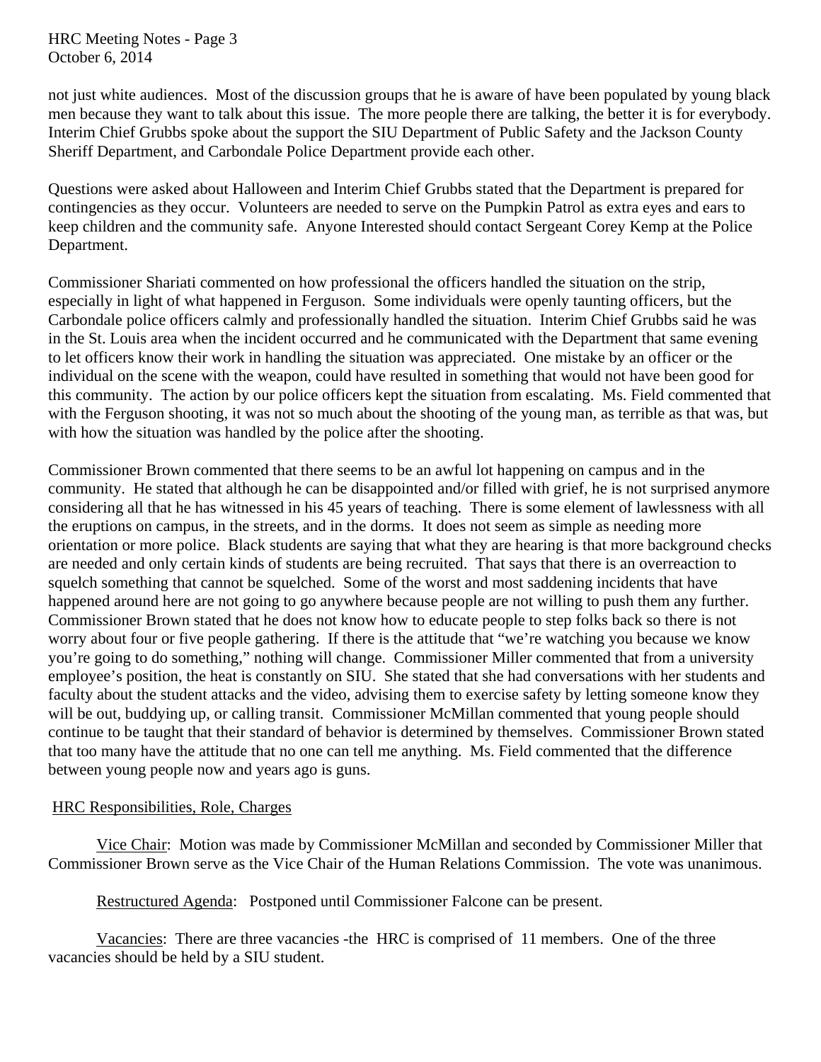not just white audiences. Most of the discussion groups that he is aware of have been populated by young black men because they want to talk about this issue. The more people there are talking, the better it is for everybody. Interim Chief Grubbs spoke about the support the SIU Department of Public Safety and the Jackson County Sheriff Department, and Carbondale Police Department provide each other.

Questions were asked about Halloween and Interim Chief Grubbs stated that the Department is prepared for contingencies as they occur. Volunteers are needed to serve on the Pumpkin Patrol as extra eyes and ears to keep children and the community safe. Anyone Interested should contact Sergeant Corey Kemp at the Police Department.

Commissioner Shariati commented on how professional the officers handled the situation on the strip, especially in light of what happened in Ferguson. Some individuals were openly taunting officers, but the Carbondale police officers calmly and professionally handled the situation. Interim Chief Grubbs said he was in the St. Louis area when the incident occurred and he communicated with the Department that same evening to let officers know their work in handling the situation was appreciated. One mistake by an officer or the individual on the scene with the weapon, could have resulted in something that would not have been good for this community. The action by our police officers kept the situation from escalating. Ms. Field commented that with the Ferguson shooting, it was not so much about the shooting of the young man, as terrible as that was, but with how the situation was handled by the police after the shooting.

Commissioner Brown commented that there seems to be an awful lot happening on campus and in the community. He stated that although he can be disappointed and/or filled with grief, he is not surprised anymore considering all that he has witnessed in his 45 years of teaching. There is some element of lawlessness with all the eruptions on campus, in the streets, and in the dorms. It does not seem as simple as needing more orientation or more police. Black students are saying that what they are hearing is that more background checks are needed and only certain kinds of students are being recruited. That says that there is an overreaction to squelch something that cannot be squelched. Some of the worst and most saddening incidents that have happened around here are not going to go anywhere because people are not willing to push them any further. Commissioner Brown stated that he does not know how to educate people to step folks back so there is not worry about four or five people gathering. If there is the attitude that "we're watching you because we know you're going to do something," nothing will change. Commissioner Miller commented that from a university employee's position, the heat is constantly on SIU. She stated that she had conversations with her students and faculty about the student attacks and the video, advising them to exercise safety by letting someone know they will be out, buddying up, or calling transit. Commissioner McMillan commented that young people should continue to be taught that their standard of behavior is determined by themselves. Commissioner Brown stated that too many have the attitude that no one can tell me anything. Ms. Field commented that the difference between young people now and years ago is guns.

HRC Responsibilities, Role, Charges

Vice Chair: Motion was made by Commissioner McMillan and seconded by Commissioner Miller that Commissioner Brown serve as the Vice Chair of the Human Relations Commission. The vote was unanimous.

Restructured Agenda: Postponed until Commissioner Falcone can be present.

Vacancies: There are three vacancies -the HRC is comprised of 11 members. One of the three vacancies should be held by a SIU student.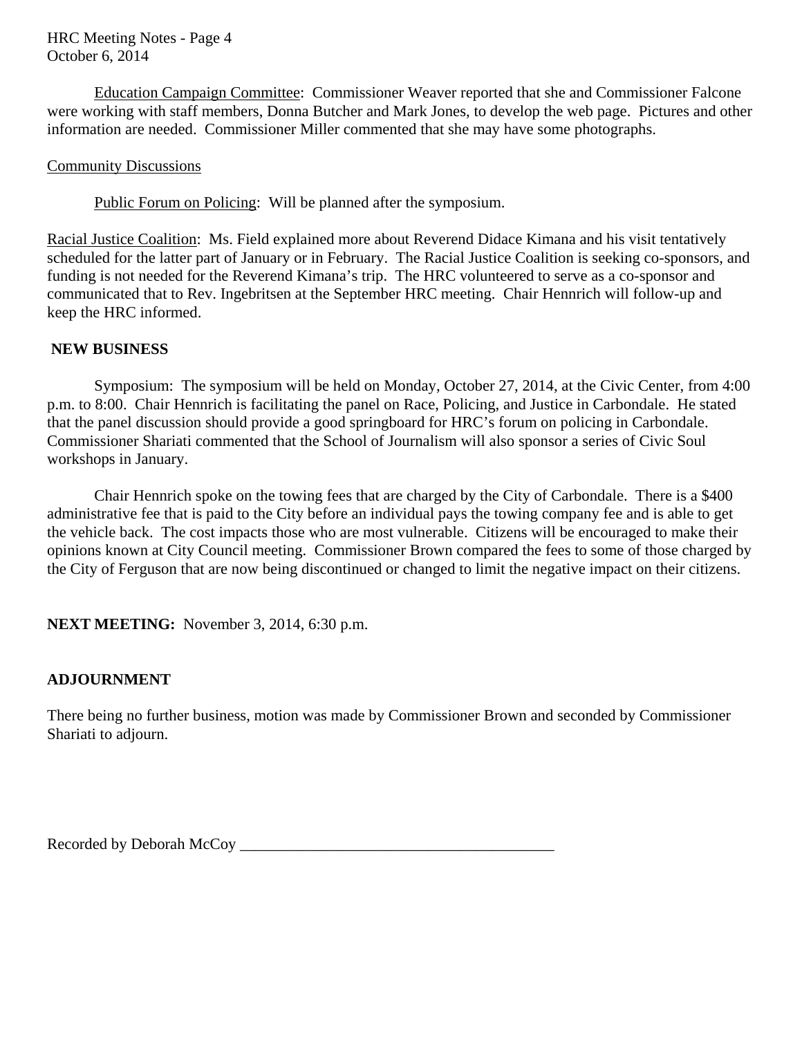Education Campaign Committee: Commissioner Weaver reported that she and Commissioner Falcone were working with staff members, Donna Butcher and Mark Jones, to develop the web page. Pictures and other information are needed. Commissioner Miller commented that she may have some photographs.

Community Discussions

Public Forum on Policing: Will be planned after the symposium.

Racial Justice Coalition: Ms. Field explained more about Reverend Didace Kimana and his visit tentatively scheduled for the latter part of January or in February. The Racial Justice Coalition is seeking co-sponsors, and funding is not needed for the Reverend Kimana's trip. The HRC volunteered to serve as a co-sponsor and communicated that to Rev. Ingebritsen at the September HRC meeting. Chair Hennrich will follow-up and keep the HRC informed.

**NEW BUSINESS**

Symposium: The symposium will be held on Monday, October 27, 2014, at the Civic Center, from 4:00 p.m. to 8:00. Chair Hennrich is facilitating the panel on Race, Policing, and Justice in Carbondale. He stated that the panel discussion should provide a good springboard for HRC's forum on policing in Carbondale. Commissioner Shariati commented that the School of Journalism will also sponsor a series of Civic Soul workshops in January.

Chair Hennrich spoke on the towing fees that are charged by the City of Carbondale. There is a $400 administrative fee that is paid to the City before an individual pays the towing company fee and is able to get the vehicle back. The cost impacts those who are most vulnerable. Citizens will be encouraged to make their opinions known at City Council meeting. Commissioner Brown compared the fees to some of those charged by the City of Ferguson that are now being discontinued or changed to limit the negative impact on their citizens.

**NEXT MEETING:** November 3, 2014, 6:30 p.m.

**ADJOURNMENT**

There being no further business, motion was made by Commissioner Brown and seconded by Commissioner Shariati to adjourn.

Recorded by Deborah McCoy ________________________________________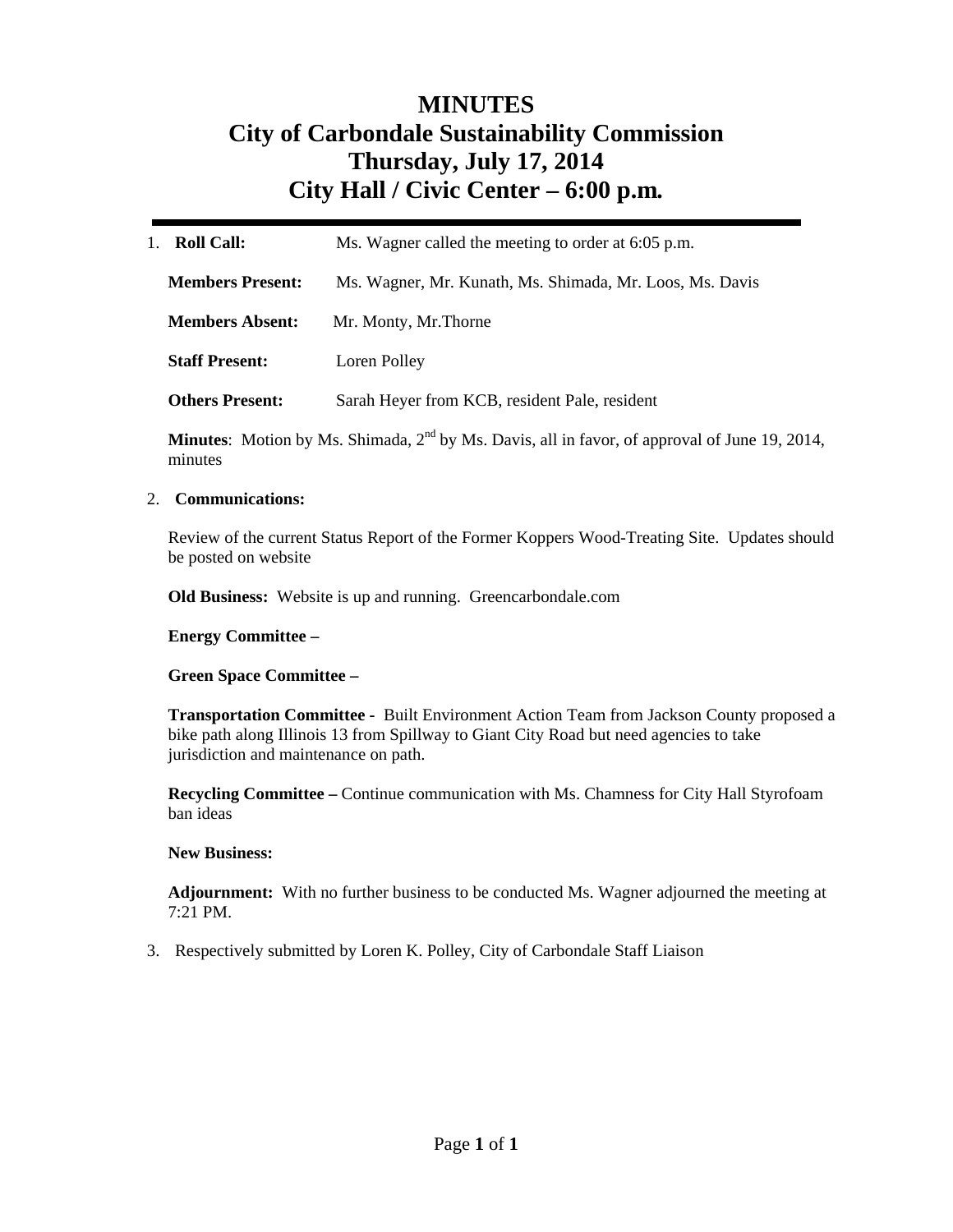# MINUTES
# City of Carbondale Sustainability Commission
# Thursday, July 17, 2014
# City Hall / Civic Center – 6:00 p.m.

---

1. **Roll Call:** Ms. Wagner called the meeting to order at 6:05 p.m.

   **Members Present:** Ms. Wagner, Mr. Kunath, Ms. Shimada, Mr. Loos, Ms. Davis

   **Members Absent:** Mr. Monty, Mr.Thorne

   **Staff Present:** Loren Polley

   **Others Present:** Sarah Heyer from KCB, resident Pale, resident

   **Minutes**: Motion by Ms. Shimada, 2nd by Ms. Davis, all in favor, of approval of June 19, 2014, minutes

2. **Communications:**

   Review of the current Status Report of the Former Koppers Wood-Treating Site. Updates should be posted on website

   **Old Business:** Website is up and running. Greencarbondale.com

   **Energy Committee –**

   **Green Space Committee –**

   **Transportation Committee -** Built Environment Action Team from Jackson County proposed a bike path along Illinois 13 from Spillway to Giant City Road but need agencies to take jurisdiction and maintenance on path.

   **Recycling Committee –** Continue communication with Ms. Chamness for City Hall Styrofoam ban ideas

   **New Business:**

   **Adjournment:** With no further business to be conducted Ms. Wagner adjourned the meeting at 7:21 PM.

3. Respectively submitted by Loren K. Polley, City of Carbondale Staff Liaison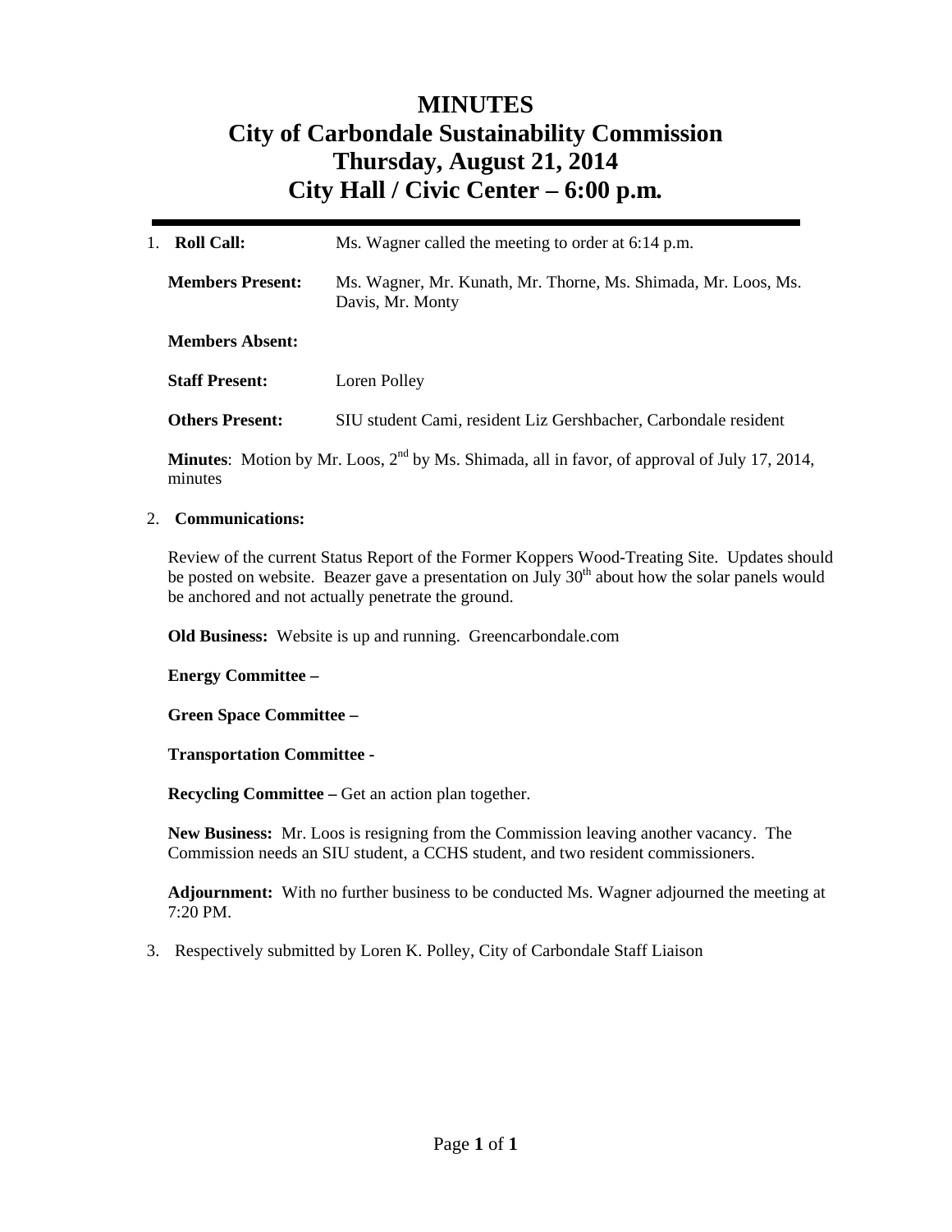# MINUTES
# City of Carbondale Sustainability Commission
# Thursday, August 21, 2014
# City Hall / Civic Center – 6:00 p.m.

1. **Roll Call:** Ms. Wagner called the meeting to order at 6:14 p.m.

   **Members Present:** Ms. Wagner, Mr. Kunath, Mr. Thorne, Ms. Shimada, Mr. Loos, Ms. Davis, Mr. Monty

   **Members Absent:**

   **Staff Present:** Loren Polley

   **Others Present:** SIU student Cami, resident Liz Gershbacher, Carbondale resident

   **Minutes**: Motion by Mr. Loos, 2nd by Ms. Shimada, all in favor, of approval of July 17, 2014, minutes

2. **Communications:**

   Review of the current Status Report of the Former Koppers Wood-Treating Site. Updates should be posted on website. Beazer gave a presentation on July 30th about how the solar panels would be anchored and not actually penetrate the ground.

   **Old Business:** Website is up and running. Greencarbondale.com

   **Energy Committee –**

   **Green Space Committee –**

   **Transportation Committee -**

   **Recycling Committee –** Get an action plan together.

   **New Business:** Mr. Loos is resigning from the Commission leaving another vacancy. The Commission needs an SIU student, a CCHS student, and two resident commissioners.

   **Adjournment:** With no further business to be conducted Ms. Wagner adjourned the meeting at 7:20 PM.

3. Respectively submitted by Loren K. Polley, City of Carbondale Staff Liaison